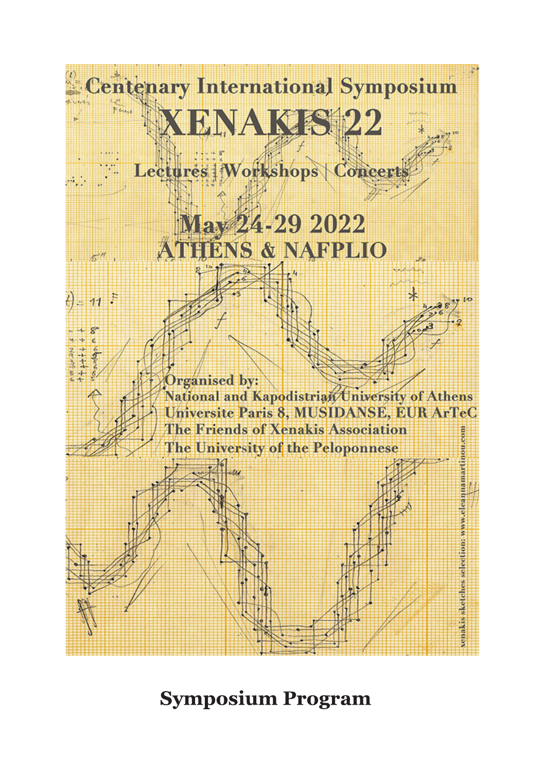# Centenary International Symposium

# XENAKIS 22

## Lectures | Workshops | Concerts

## May 24-29 2022
## ATHENS & NAFPLIO

**Organised by:**
National and Kapodistrian University of Athens
Universite Paris 8, MUSIDANSE, EUR ArTeC
The Friends of Xenakis Association
The University of the Peloponnese

xenakis sketches selection: www.eleannamartinou.com

# Symposium Program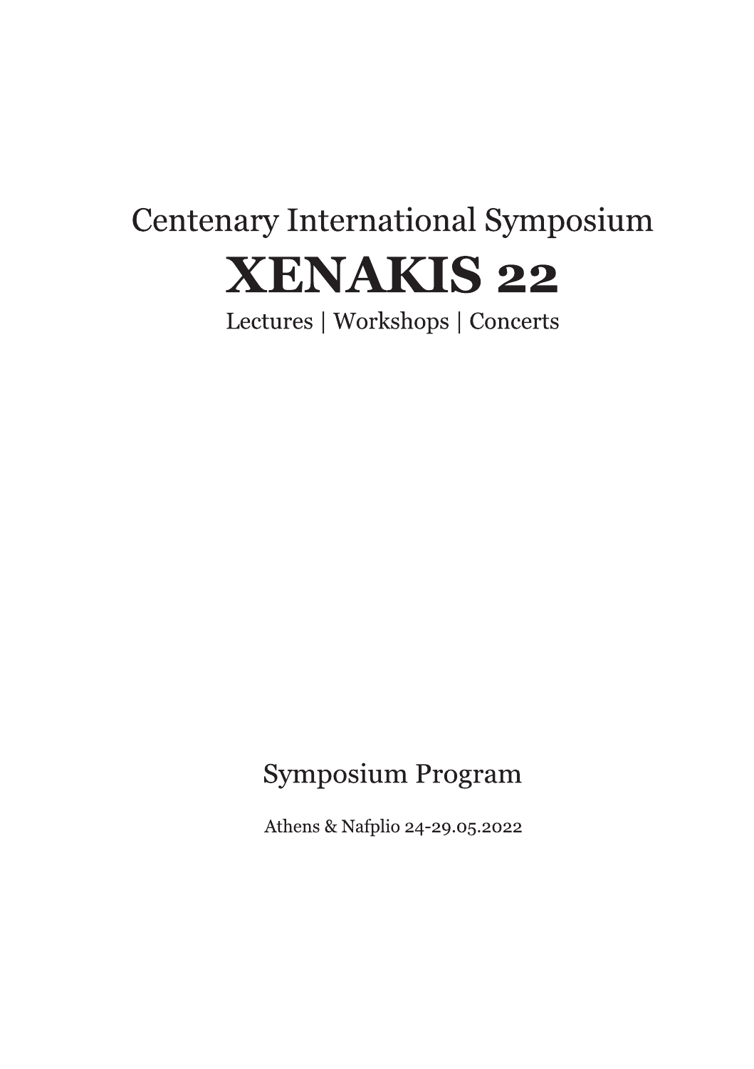Centenary International Symposium

# XENAKIS 22

Lectures | Workshops | Concerts

## Symposium Program

Athens & Nafplio 24-29.05.2022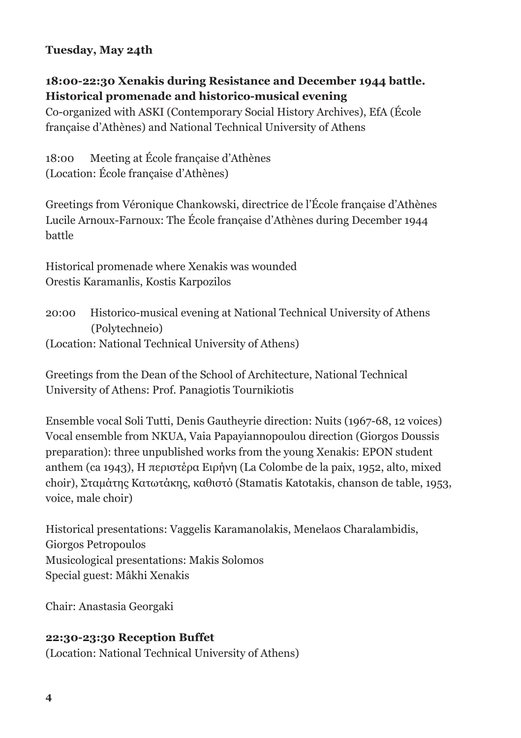**Tuesday, May 24th**

**18:00-22:30 Xenakis during Resistance and December 1944 battle. Historical promenade and historico-musical evening**

Co-organized with ASKI (Contemporary Social History Archives), EfA (École française d'Athènes) and National Technical University of Athens

18:00 Meeting at École française d'Athènes
(Location: École française d'Athènes)

Greetings from Véronique Chankowski, directrice de l'École française d'Athènes
Lucile Arnoux-Farnoux: The École française d'Athènes during December 1944 battle

Historical promenade where Xenakis was wounded
Orestis Karamanlis, Kostis Karpozilos

20:00 Historico-musical evening at National Technical University of Athens (Polytechneio)
(Location: National Technical University of Athens)

Greetings from the Dean of the School of Architecture, National Technical University of Athens: Prof. Panagiotis Tournikiotis

Ensemble vocal Soli Tutti, Denis Gautheyrie direction: Nuits (1967-68, 12 voices)
Vocal ensemble from NKUA, Vaia Papayiannopoulou direction (Giorgos Doussis preparation): three unpublished works from the young Xenakis: EPON student anthem (ca 1943), Η περιστέρα Ειρήνη (La Colombe de la paix, 1952, alto, mixed choir), Σταμάτης Κατωτάκης, καθιστό (Stamatis Katotakis, chanson de table, 1953, voice, male choir)

Historical presentations: Vaggelis Karamanolakis, Menelaos Charalambidis, Giorgos Petropoulos
Musicological presentations: Makis Solomos
Special guest: Mâkhi Xenakis

Chair: Anastasia Georgaki

**22:30-23:30 Reception Buffet**
(Location: National Technical University of Athens)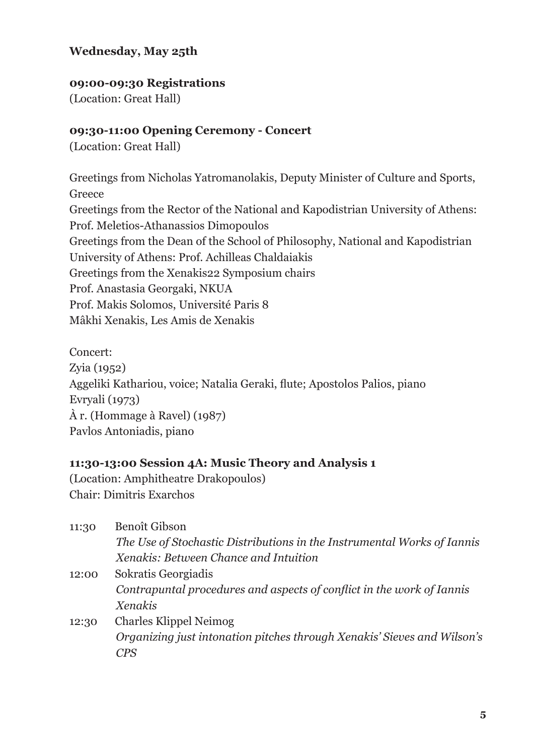**Wednesday, May 25th**

**09:00-09:30 Registrations**
(Location: Great Hall)

**09:30-11:00 Opening Ceremony - Concert**
(Location: Great Hall)

Greetings from Nicholas Yatromanolakis, Deputy Minister of Culture and Sports, Greece
Greetings from the Rector of the National and Kapodistrian University of Athens: Prof. Meletios-Athanassios Dimopoulos
Greetings from the Dean of the School of Philosophy, National and Kapodistrian University of Athens: Prof. Achilleas Chaldaiakis
Greetings from the Xenakis22 Symposium chairs
Prof. Anastasia Georgaki, NKUA
Prof. Makis Solomos, Université Paris 8
Mâkhi Xenakis, Les Amis de Xenakis

Concert:
Zyia (1952)
Aggeliki Kathariou, voice; Natalia Geraki, flute; Apostolos Palios, piano
Evryali (1973)
À r. (Hommage à Ravel) (1987)
Pavlos Antoniadis, piano

**11:30-13:00 Session 4A: Music Theory and Analysis 1**
(Location: Amphitheatre Drakopoulos)
Chair: Dimitris Exarchos

11:30 Benoît Gibson
*The Use of Stochastic Distributions in the Instrumental Works of Iannis Xenakis: Between Chance and Intuition*

12:00 Sokratis Georgiadis
*Contrapuntal procedures and aspects of conflict in the work of Iannis Xenakis*

12:30 Charles Klippel Neimog
*Organizing just intonation pitches through Xenakis' Sieves and Wilson's CPS*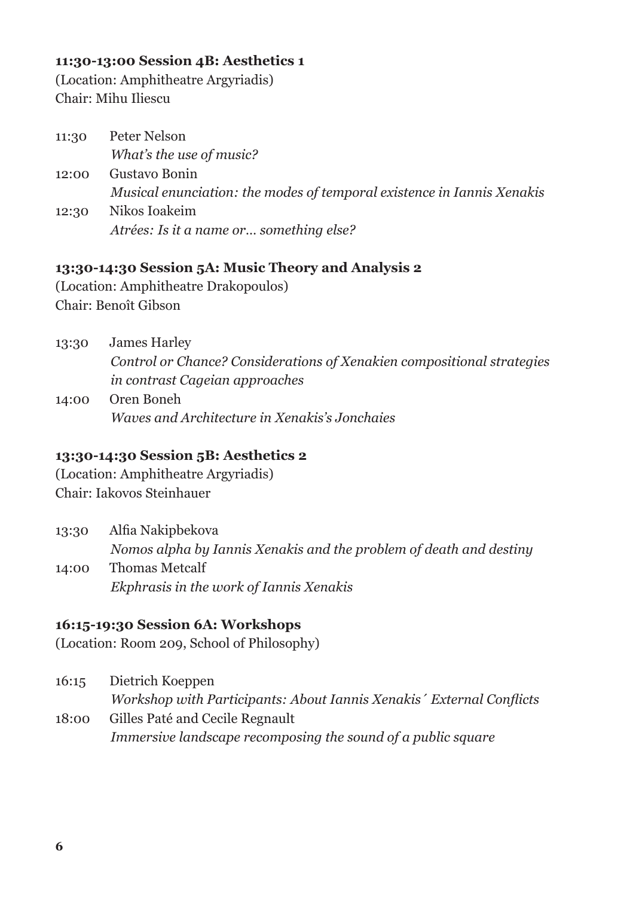**11:30-13:00 Session 4B: Aesthetics 1**
(Location: Amphitheatre Argyriadis)
Chair: Mihu Iliescu

11:30 Peter Nelson
*What's the use of music?*

12:00 Gustavo Bonin
*Musical enunciation: the modes of temporal existence in Iannis Xenakis*

12:30 Nikos Ioakeim
*Atrées: Is it a name or… something else?*

**13:30-14:30 Session 5A: Music Theory and Analysis 2**
(Location: Amphitheatre Drakopoulos)
Chair: Benoît Gibson

13:30 James Harley
*Control or Chance? Considerations of Xenakien compositional strategies in contrast Cageian approaches*

14:00 Oren Boneh
*Waves and Architecture in Xenakis's Jonchaies*

**13:30-14:30 Session 5B: Aesthetics 2**
(Location: Amphitheatre Argyriadis)
Chair: Iakovos Steinhauer

13:30 Alfia Nakipbekova
*Nomos alpha by Iannis Xenakis and the problem of death and destiny*

14:00 Thomas Metcalf
*Ekphrasis in the work of Iannis Xenakis*

**16:15-19:30 Session 6A: Workshops**
(Location: Room 209, School of Philosophy)

16:15 Dietrich Koeppen
*Workshop with Participants: About Iannis Xenakis´ External Conflicts*

18:00 Gilles Paté and Cecile Regnault
*Immersive landscape recomposing the sound of a public square*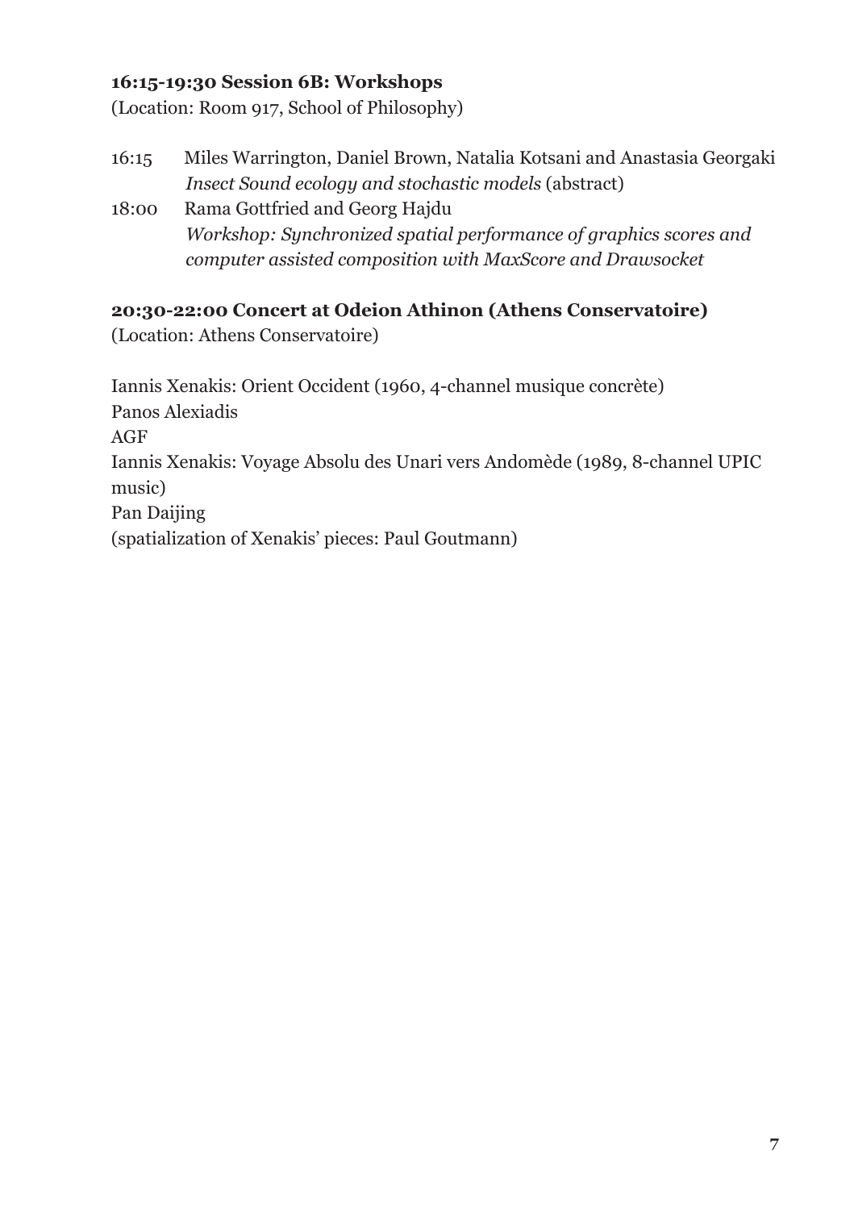**16:15-19:30 Session 6B: Workshops**

(Location: Room 917, School of Philosophy)

16:15 Miles Warrington, Daniel Brown, Natalia Kotsani and Anastasia Georgaki
*Insect Sound ecology and stochastic models* (abstract)

18:00 Rama Gottfried and Georg Hajdu
*Workshop: Synchronized spatial performance of graphics scores and computer assisted composition with MaxScore and Drawsocket*

**20:30-22:00 Concert at Odeion Athinon (Athens Conservatoire)**

(Location: Athens Conservatoire)

Iannis Xenakis: Orient Occident (1960, 4-channel musique concrète)
Panos Alexiadis
AGF
Iannis Xenakis: Voyage Absolu des Unari vers Andomède (1989, 8-channel UPIC music)
Pan Daijing
(spatialization of Xenakis' pieces: Paul Goutmann)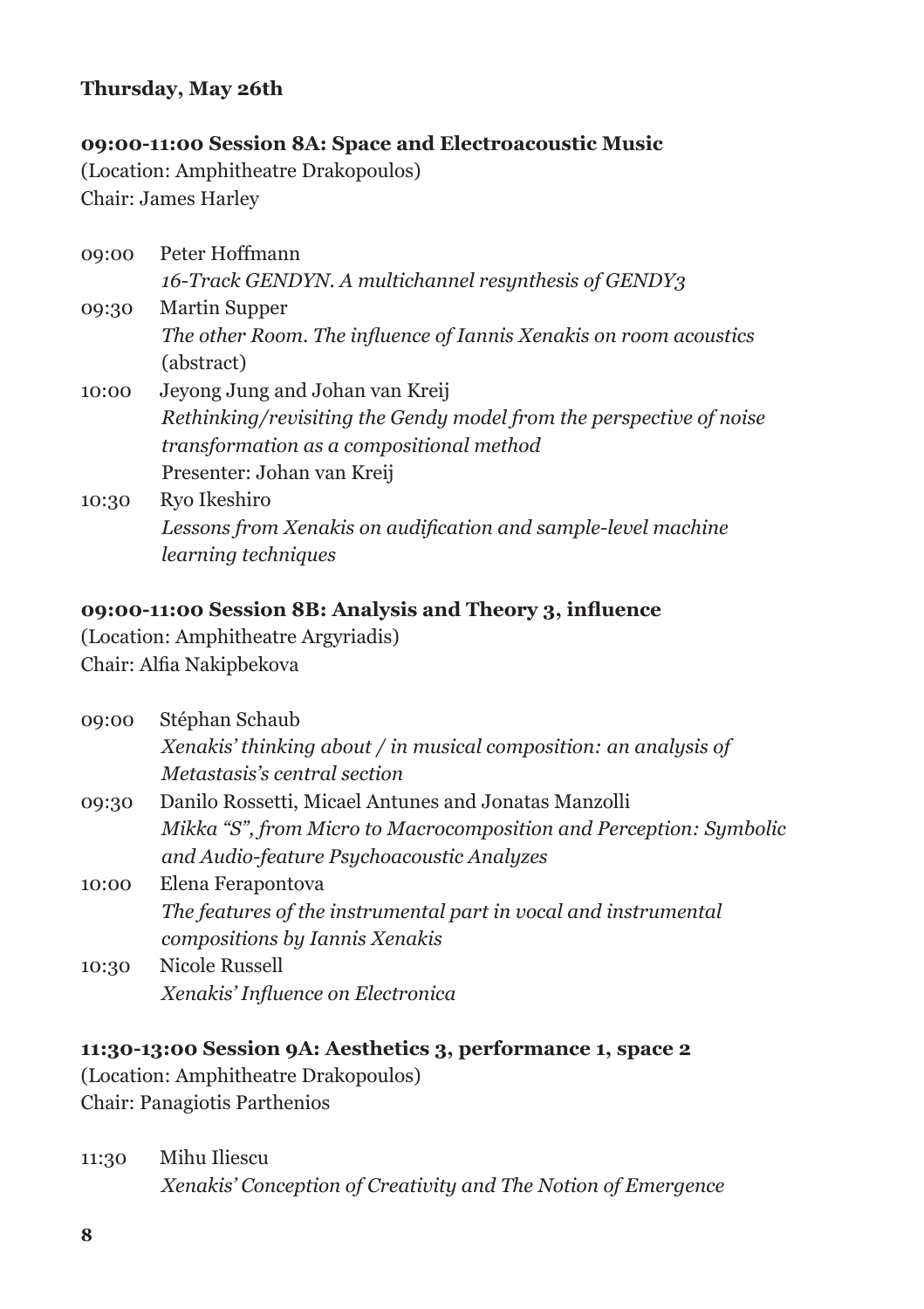**Thursday, May 26th**

**09:00-11:00 Session 8A: Space and Electroacoustic Music**

(Location: Amphitheatre Drakopoulos)
Chair: James Harley

09:00 Peter Hoffmann
*16-Track GENDYN. A multichannel resynthesis of GENDY3*

09:30 Martin Supper
*The other Room. The influence of Iannis Xenakis on room acoustics* (abstract)

10:00 Jeyong Jung and Johan van Kreij
*Rethinking/revisiting the Gendy model from the perspective of noise transformation as a compositional method*
Presenter: Johan van Kreij

10:30 Ryo Ikeshiro
*Lessons from Xenakis on audification and sample-level machine learning techniques*

**09:00-11:00 Session 8B: Analysis and Theory 3, influence**

(Location: Amphitheatre Argyriadis)
Chair: Alfia Nakipbekova

09:00 Stéphan Schaub
*Xenakis' thinking about / in musical composition: an analysis of Metastasis's central section*

09:30 Danilo Rossetti, Micael Antunes and Jonatas Manzolli
*Mikka "S", from Micro to Macrocomposition and Perception: Symbolic and Audio-feature Psychoacoustic Analyzes*

10:00 Elena Ferapontova
*The features of the instrumental part in vocal and instrumental compositions by Iannis Xenakis*

10:30 Nicole Russell
*Xenakis' Influence on Electronica*

**11:30-13:00 Session 9A: Aesthetics 3, performance 1, space 2**

(Location: Amphitheatre Drakopoulos)
Chair: Panagiotis Parthenios

11:30 Mihu Iliescu
*Xenakis' Conception of Creativity and The Notion of Emergence*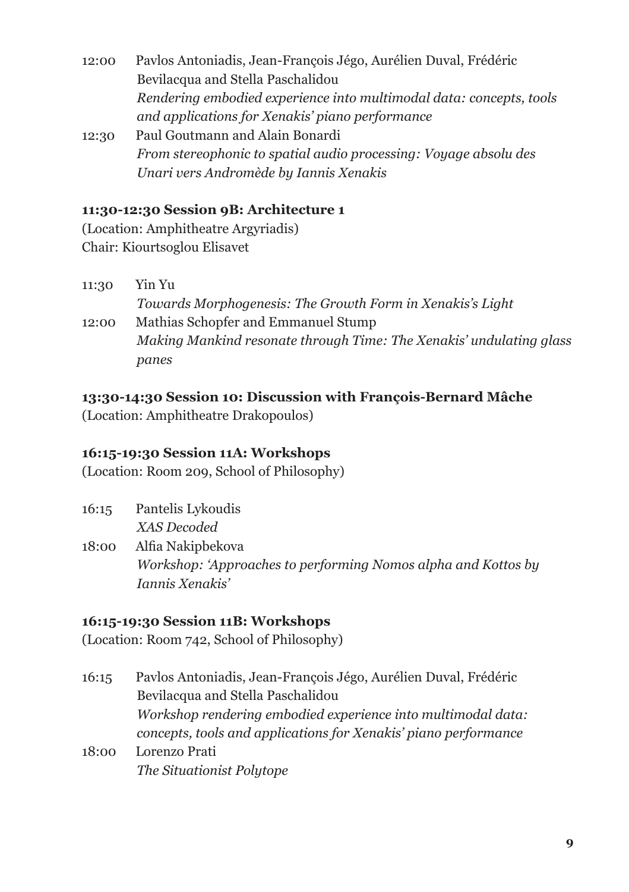12:00 Pavlos Antoniadis, Jean-François Jégo, Aurélien Duval, Frédéric Bevilacqua and Stella Paschalidou
*Rendering embodied experience into multimodal data: concepts, tools and applications for Xenakis' piano performance*

12:30 Paul Goutmann and Alain Bonardi
*From stereophonic to spatial audio processing: Voyage absolu des Unari vers Andromède by Iannis Xenakis*

**11:30-12:30 Session 9B: Architecture 1**
(Location: Amphitheatre Argyriadis)
Chair: Kiourtsoglou Elisavet

11:30 Yin Yu
*Towards Morphogenesis: The Growth Form in Xenakis's Light*

12:00 Mathias Schopfer and Emmanuel Stump
*Making Mankind resonate through Time: The Xenakis' undulating glass panes*

**13:30-14:30 Session 10: Discussion with François-Bernard Mâche**
(Location: Amphitheatre Drakopoulos)

**16:15-19:30 Session 11A: Workshops**
(Location: Room 209, School of Philosophy)

16:15 Pantelis Lykoudis
*XAS Decoded*

18:00 Alfia Nakipbekova
*Workshop: 'Approaches to performing Nomos alpha and Kottos by Iannis Xenakis'*

**16:15-19:30 Session 11B: Workshops**
(Location: Room 742, School of Philosophy)

16:15 Pavlos Antoniadis, Jean-François Jégo, Aurélien Duval, Frédéric Bevilacqua and Stella Paschalidou
*Workshop rendering embodied experience into multimodal data: concepts, tools and applications for Xenakis' piano performance*

18:00 Lorenzo Prati
*The Situationist Polytope*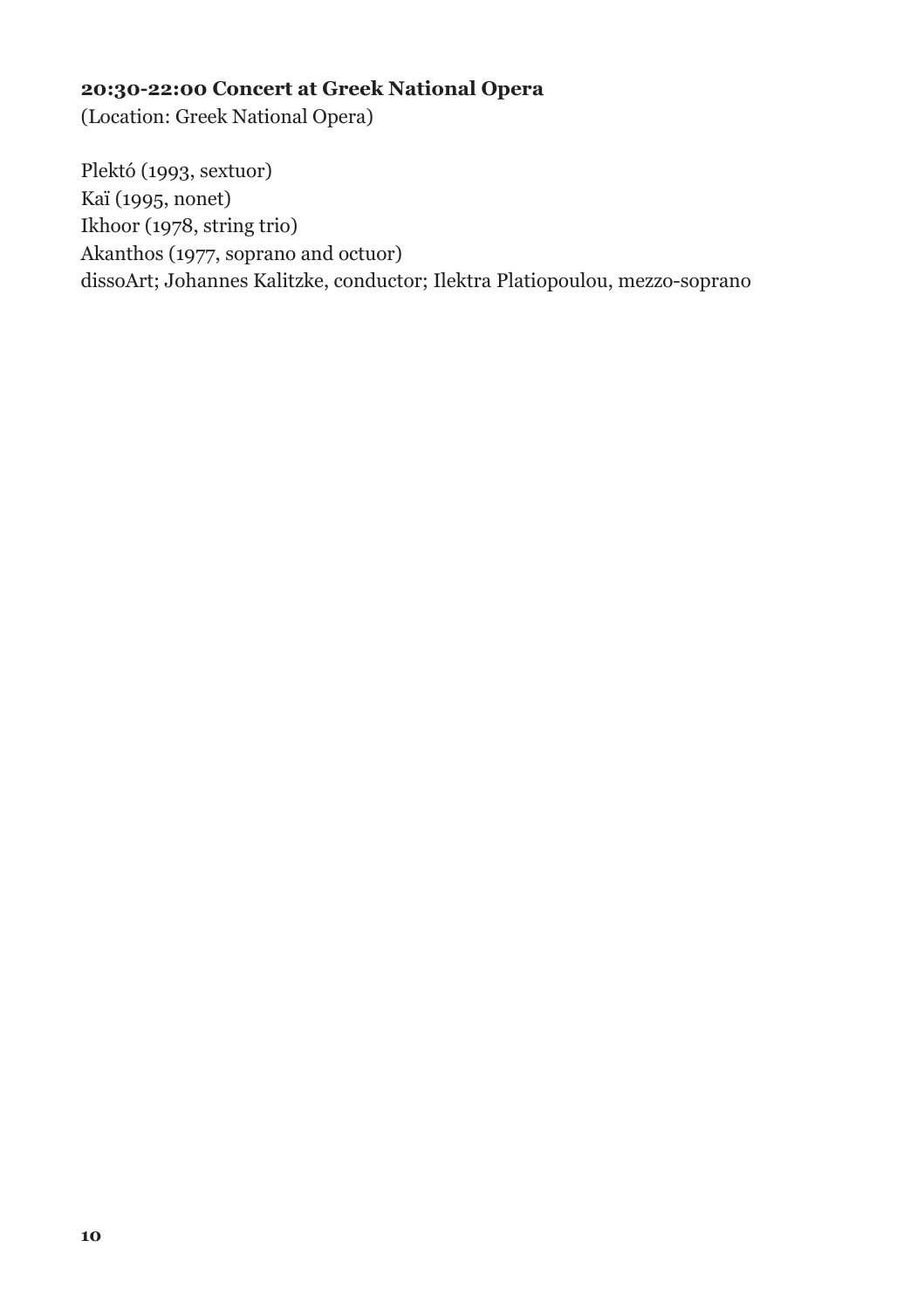**20:30-22:00 Concert at Greek National Opera**
(Location: Greek National Opera)

Plektó (1993, sextuor)
Kaï (1995, nonet)
Ikhoor (1978, string trio)
Akanthos (1977, soprano and octuor)
dissoArt; Johannes Kalitzke, conductor; Ilektra Platiopoulou, mezzo-soprano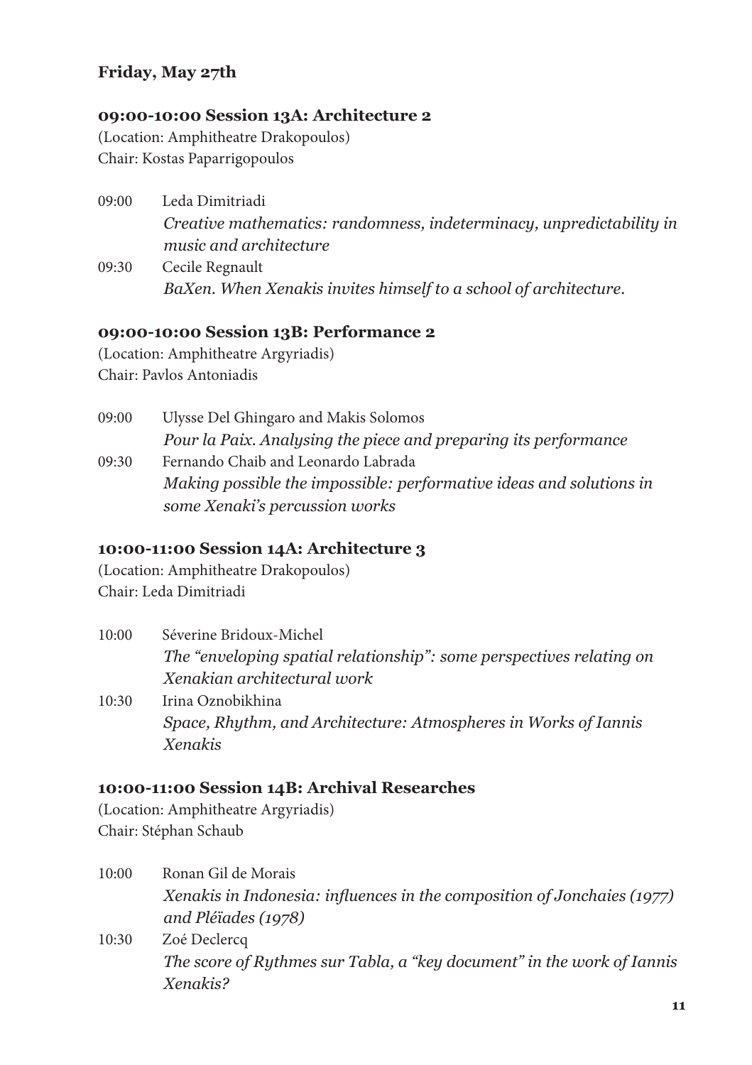## Friday, May 27th

### 09:00-10:00 Session 13A: Architecture 2

(Location: Amphitheatre Drakopoulos)
Chair: Kostas Paparrigopoulos

09:00 Leda Dimitriadi
*Creative mathematics: randomness, indeterminacy, unpredictability in music and architecture*

09:30 Cecile Regnault
*BaXen. When Xenakis invites himself to a school of architecture.*

### 09:00-10:00 Session 13B: Performance 2

(Location: Amphitheatre Argyriadis)
Chair: Pavlos Antoniadis

09:00 Ulysse Del Ghingaro and Makis Solomos
*Pour la Paix. Analysing the piece and preparing its performance*

09:30 Fernando Chaib and Leonardo Labrada
*Making possible the impossible: performative ideas and solutions in some Xenaki's percussion works*

### 10:00-11:00 Session 14A: Architecture 3

(Location: Amphitheatre Drakopoulos)
Chair: Leda Dimitriadi

10:00 Séverine Bridoux-Michel
*The "enveloping spatial relationship": some perspectives relating on Xenakian architectural work*

10:30 Irina Oznobikhina
*Space, Rhythm, and Architecture: Atmospheres in Works of Iannis Xenakis*

### 10:00-11:00 Session 14B: Archival Researches

(Location: Amphitheatre Argyriadis)
Chair: Stéphan Schaub

10:00 Ronan Gil de Morais
*Xenakis in Indonesia: influences in the composition of Jonchaies (1977) and Pléïades (1978)*

10:30 Zoé Declercq
*The score of Rythmes sur Tabla, a "key document" in the work of Iannis Xenakis?*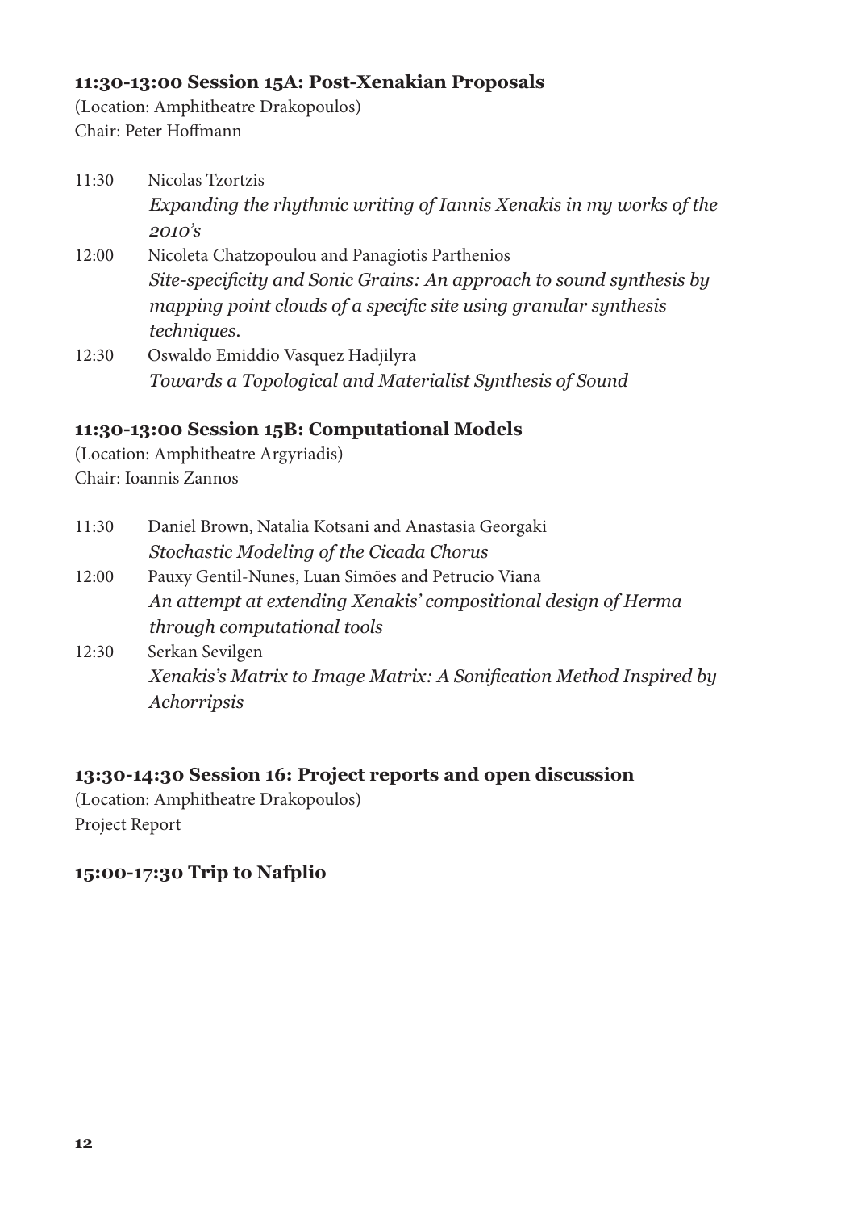### 11:30-13:00 Session 15A: Post-Xenakian Proposals

(Location: Amphitheatre Drakopoulos)
Chair: Peter Hoffmann

11:30 Nicolas Tzortzis
*Expanding the rhythmic writing of Iannis Xenakis in my works of the 2010's*

12:00 Nicoleta Chatzopoulou and Panagiotis Parthenios
*Site-specificity and Sonic Grains: An approach to sound synthesis by mapping point clouds of a specific site using granular synthesis techniques.*

12:30 Oswaldo Emiddio Vasquez Hadjilyra
*Towards a Topological and Materialist Synthesis of Sound*

### 11:30-13:00 Session 15B: Computational Models

(Location: Amphitheatre Argyriadis)
Chair: Ioannis Zannos

11:30 Daniel Brown, Natalia Kotsani and Anastasia Georgaki
*Stochastic Modeling of the Cicada Chorus*

12:00 Pauxy Gentil-Nunes, Luan Simões and Petrucio Viana
*An attempt at extending Xenakis' compositional design of Herma through computational tools*

12:30 Serkan Sevilgen
*Xenakis's Matrix to Image Matrix: A Sonification Method Inspired by Achorripsis*

### 13:30-14:30 Session 16: Project reports and open discussion

(Location: Amphitheatre Drakopoulos)
Project Report

### 15:00-17:30 Trip to Nafplio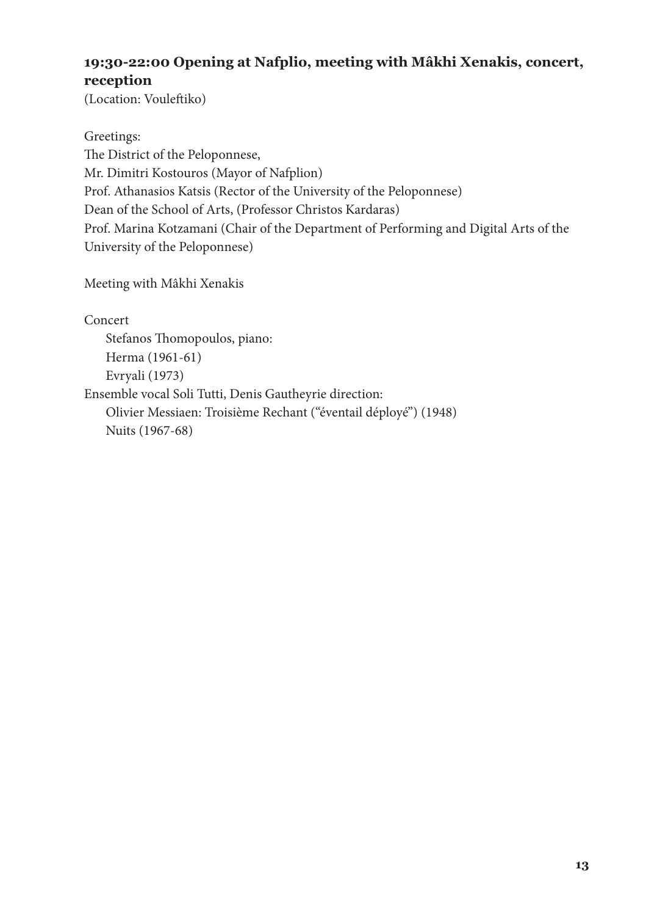### 19:30-22:00 Opening at Nafplio, meeting with Mâkhi Xenakis, concert, reception

(Location: Vouleftiko)

Greetings:
The District of the Peloponnese,
Mr. Dimitri Kostouros (Mayor of Nafplion)
Prof. Athanasios Katsis (Rector of the University of the Peloponnese)
Dean of the School of Arts, (Professor Christos Kardaras)
Prof. Marina Kotzamani (Chair of the Department of Performing and Digital Arts of the University of the Peloponnese)

Meeting with Mâkhi Xenakis

Concert
  Stefanos Thomopoulos, piano:
  Herma (1961-61)
  Evryali (1973)
Ensemble vocal Soli Tutti, Denis Gautheyrie direction:
  Olivier Messiaen: Troisième Rechant ("éventail déployé") (1948)
  Nuits (1967-68)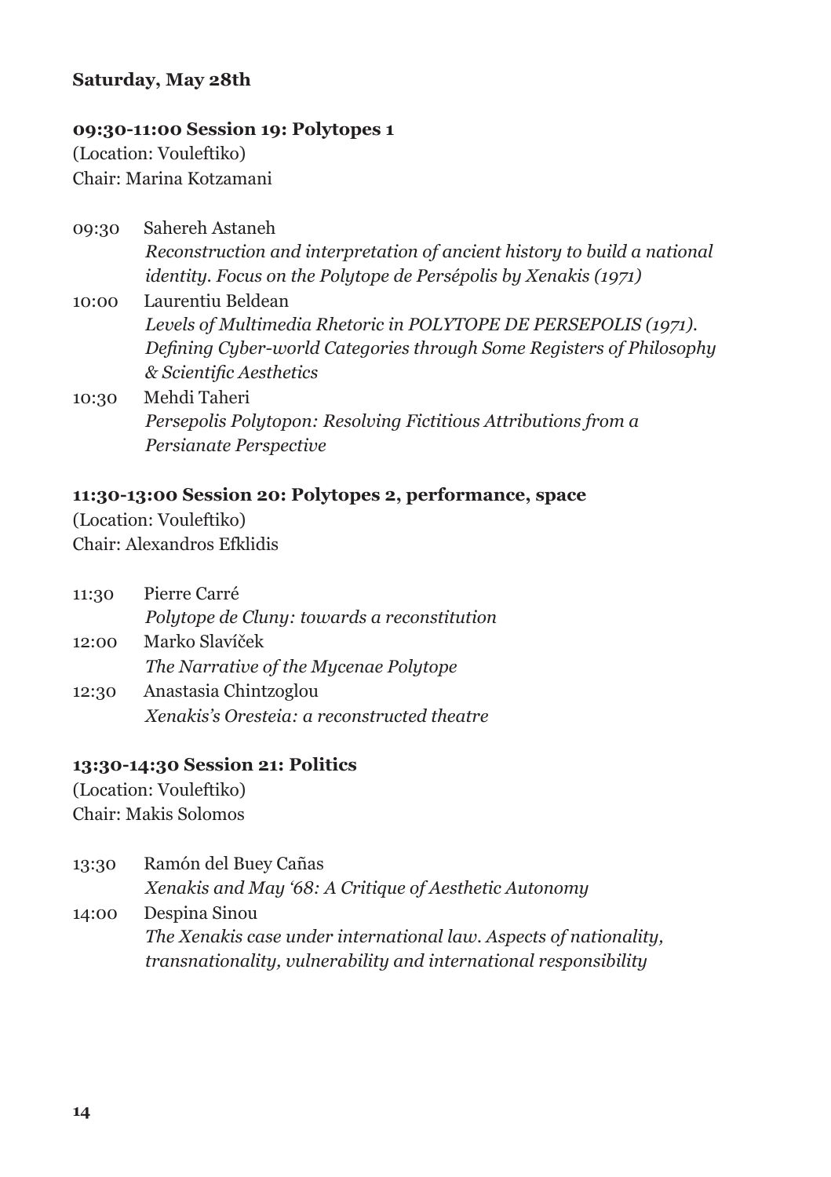## Saturday, May 28th

### 09:30-11:00 Session 19: Polytopes 1

(Location: Vouleftiko)
Chair: Marina Kotzamani

09:30 Sahereh Astaneh
*Reconstruction and interpretation of ancient history to build a national identity. Focus on the Polytope de Persépolis by Xenakis (1971)*

10:00 Laurentiu Beldean
*Levels of Multimedia Rhetoric in POLYTOPE DE PERSEPOLIS (1971). Defining Cyber-world Categories through Some Registers of Philosophy & Scientific Aesthetics*

10:30 Mehdi Taheri
*Persepolis Polytopon: Resolving Fictitious Attributions from a Persianate Perspective*

### 11:30-13:00 Session 20: Polytopes 2, performance, space

(Location: Vouleftiko)
Chair: Alexandros Efklidis

11:30 Pierre Carré
*Polytope de Cluny: towards a reconstitution*

12:00 Marko Slavíček
*The Narrative of the Mycenae Polytope*

12:30 Anastasia Chintzoglou
*Xenakis's Oresteia: a reconstructed theatre*

### 13:30-14:30 Session 21: Politics

(Location: Vouleftiko)
Chair: Makis Solomos

13:30 Ramón del Buey Cañas
*Xenakis and May '68: A Critique of Aesthetic Autonomy*

14:00 Despina Sinou
*The Xenakis case under international law. Aspects of nationality, transnationality, vulnerability and international responsibility*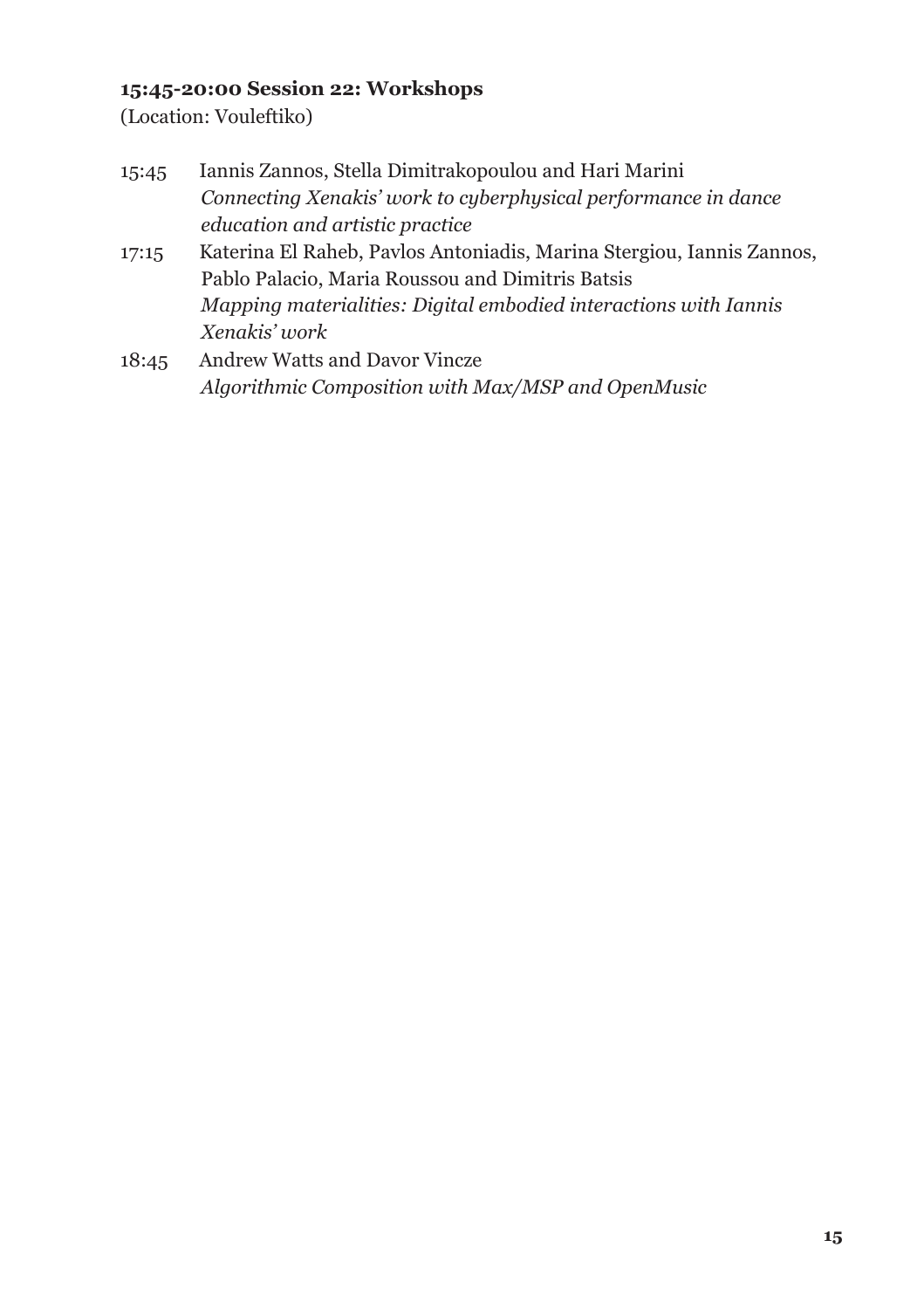**15:45-20:00 Session 22: Workshops**
(Location: Vouleftiko)

15:45 Iannis Zannos, Stella Dimitrakopoulou and Hari Marini
*Connecting Xenakis' work to cyberphysical performance in dance education and artistic practice*

17:15 Katerina El Raheb, Pavlos Antoniadis, Marina Stergiou, Iannis Zannos, Pablo Palacio, Maria Roussou and Dimitris Batsis
*Mapping materialities: Digital embodied interactions with Iannis Xenakis' work*

18:45 Andrew Watts and Davor Vincze
*Algorithmic Composition with Max/MSP and OpenMusic*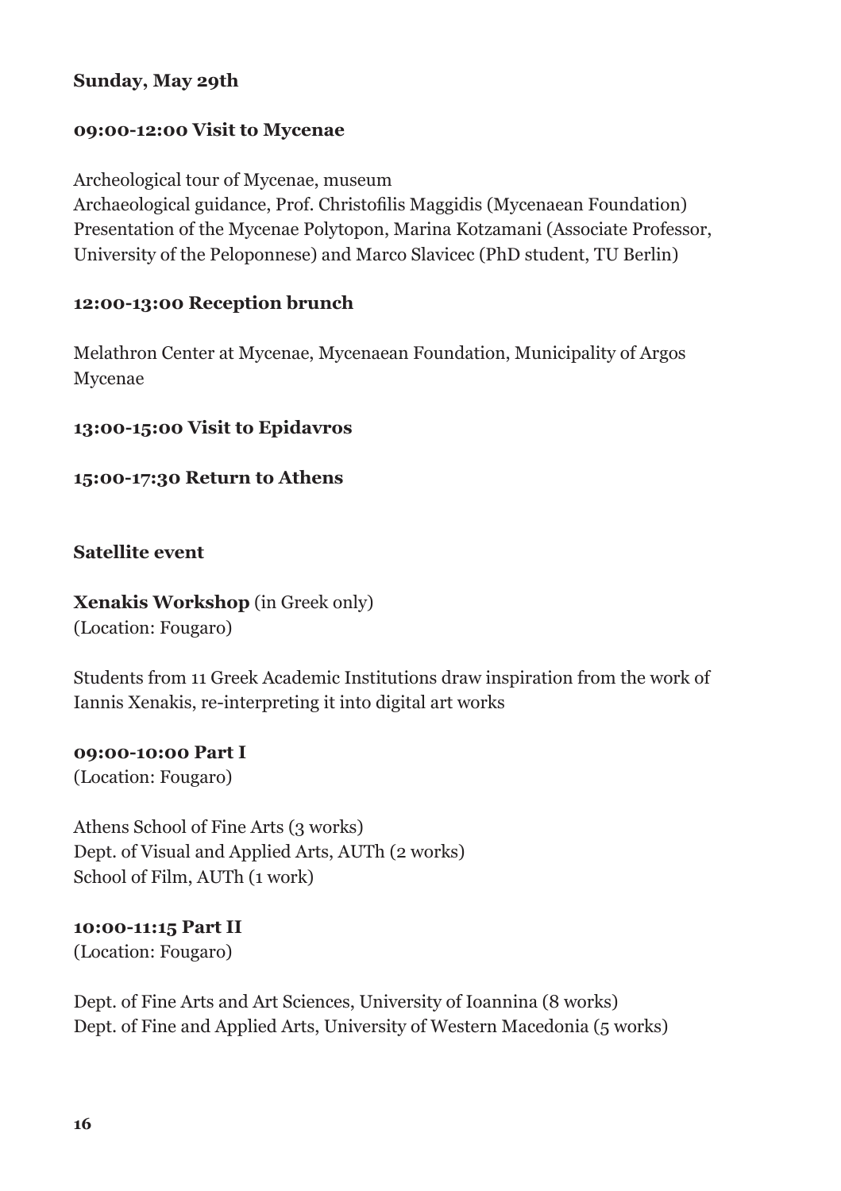**Sunday, May 29th**

**09:00-12:00 Visit to Mycenae**

Archeological tour of Mycenae, museum
Archaeological guidance, Prof. Christofilis Maggidis (Mycenaean Foundation)
Presentation of the Mycenae Polytopon, Marina Kotzamani (Associate Professor, University of the Peloponnese) and Marco Slavicec (PhD student, TU Berlin)

**12:00-13:00 Reception brunch**

Melathron Center at Mycenae, Mycenaean Foundation, Municipality of Argos Mycenae

**13:00-15:00 Visit to Epidavros**

**15:00-17:30 Return to Athens**

**Satellite event**

**Xenakis Workshop** (in Greek only)
(Location: Fougaro)

Students from 11 Greek Academic Institutions draw inspiration from the work of Iannis Xenakis, re-interpreting it into digital art works

**09:00-10:00 Part I**
(Location: Fougaro)

Athens School of Fine Arts (3 works)
Dept. of Visual and Applied Arts, AUTh (2 works)
School of Film, AUTh (1 work)

**10:00-11:15 Part II**
(Location: Fougaro)

Dept. of Fine Arts and Art Sciences, University of Ioannina (8 works)
Dept. of Fine and Applied Arts, University of Western Macedonia (5 works)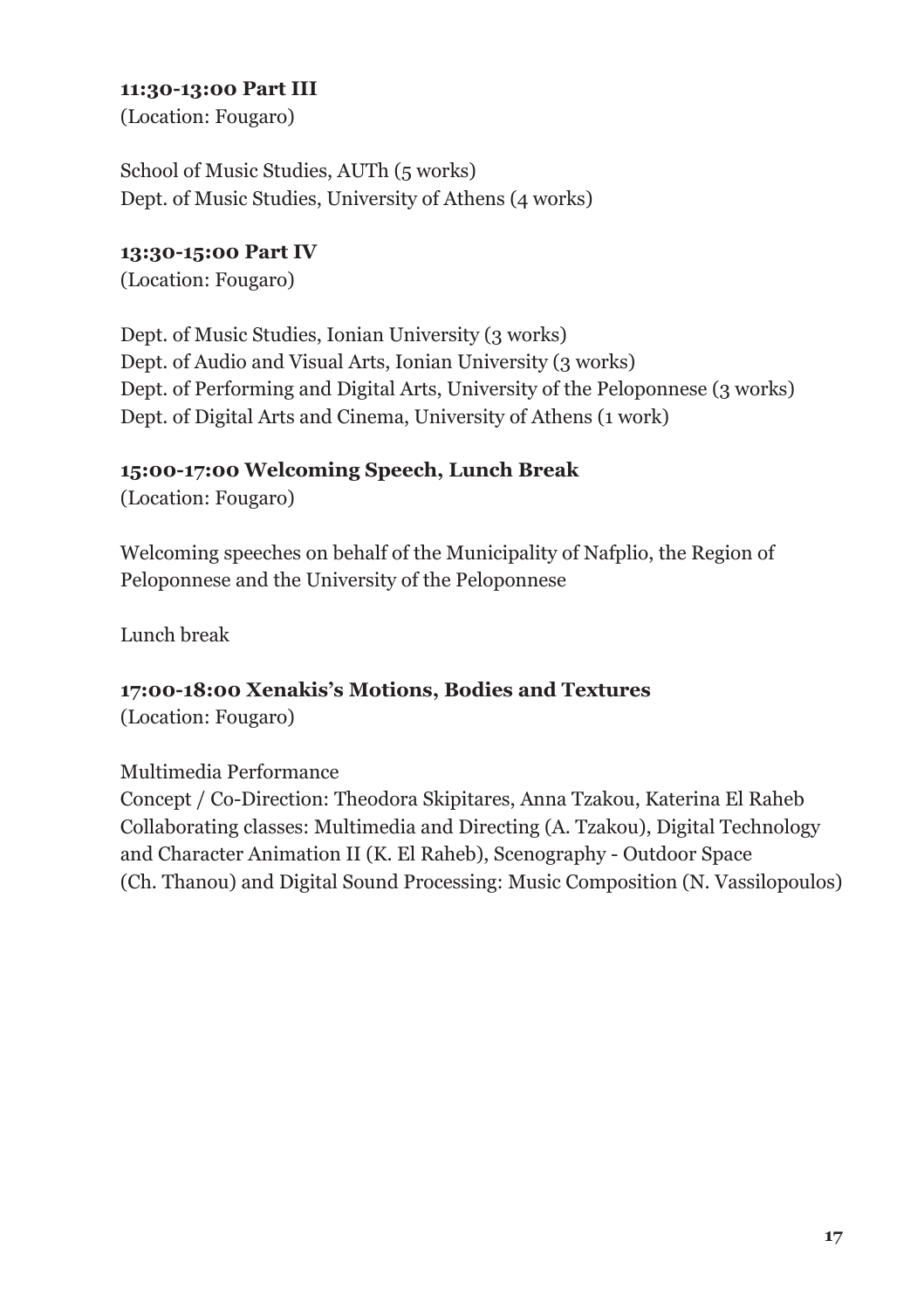**11:30-13:00 Part III**
(Location: Fougaro)

School of Music Studies, AUTh (5 works)
Dept. of Music Studies, University of Athens (4 works)

**13:30-15:00 Part IV**
(Location: Fougaro)

Dept. of Music Studies, Ionian University (3 works)
Dept. of Audio and Visual Arts, Ionian University (3 works)
Dept. of Performing and Digital Arts, University of the Peloponnese (3 works)
Dept. of Digital Arts and Cinema, University of Athens (1 work)

**15:00-17:00 Welcoming Speech, Lunch Break**
(Location: Fougaro)

Welcoming speeches on behalf of the Municipality of Nafplio, the Region of Peloponnese and the University of the Peloponnese

Lunch break

**17:00-18:00 Xenakis's Motions, Bodies and Textures**
(Location: Fougaro)

Multimedia Performance
Concept / Co-Direction: Theodora Skipitares, Anna Tzakou, Katerina El Raheb
Collaborating classes: Multimedia and Directing (A. Tzakou), Digital Technology and Character Animation II (K. El Raheb), Scenography - Outdoor Space (Ch. Thanou) and Digital Sound Processing: Music Composition (N. Vassilopoulos)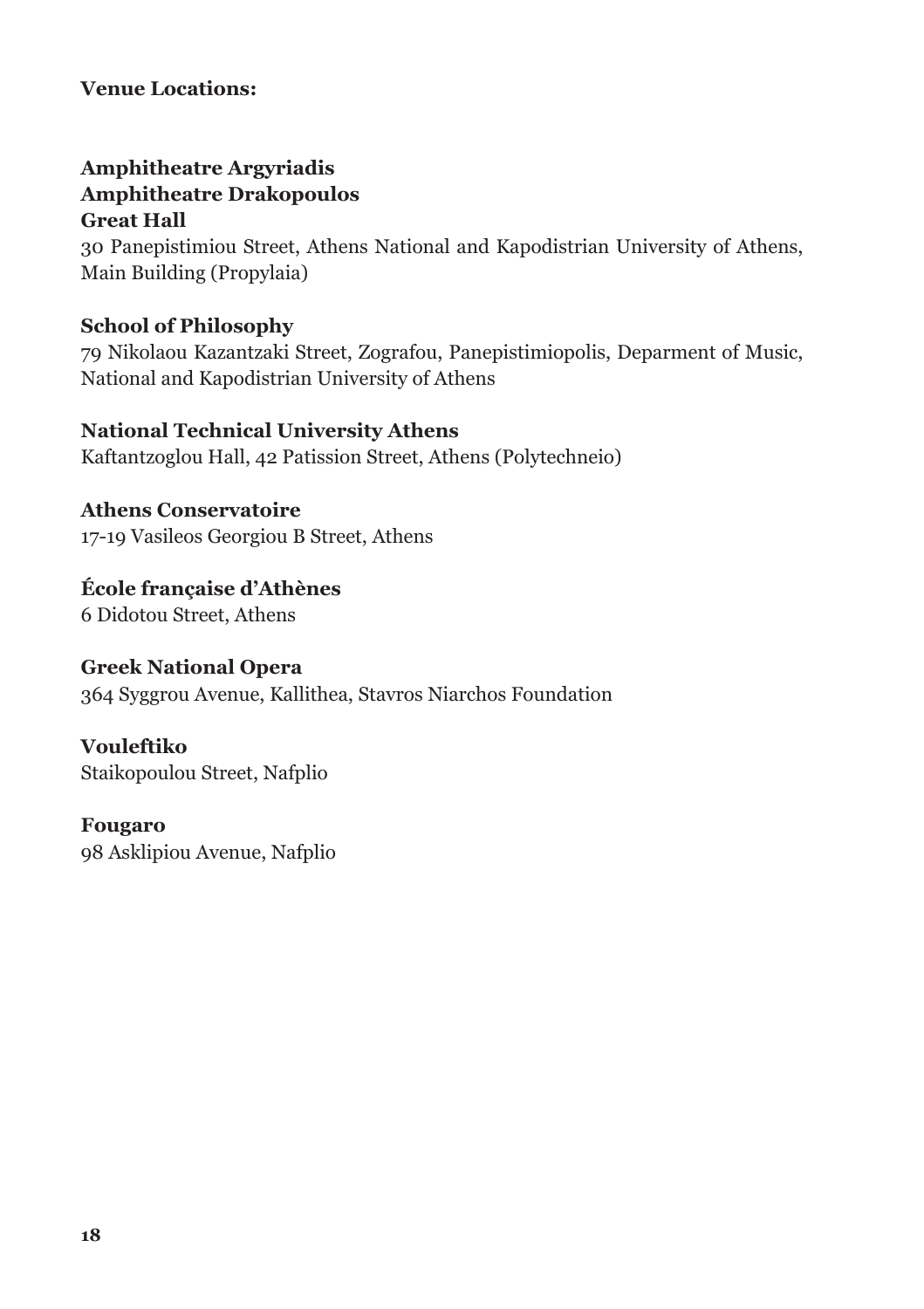**Venue Locations:**

**Amphitheatre Argyriadis**
**Amphitheatre Drakopoulos**
**Great Hall**
30 Panepistimiou Street, Athens National and Kapodistrian University of Athens, Main Building (Propylaia)

**School of Philosophy**
79 Nikolaou Kazantzaki Street, Zografou, Panepistimiopolis, Deparment of Music, National and Kapodistrian University of Athens

**National Technical University Athens**
Kaftantzoglou Hall, 42 Patission Street, Athens (Polytechneio)

**Athens Conservatoire**
17-19 Vasileos Georgiou B Street, Athens

**École française d'Athènes**
6 Didotou Street, Athens

**Greek National Opera**
364 Syggrou Avenue, Kallithea, Stavros Niarchos Foundation

**Vouleftiko**
Staikopoulou Street, Nafplio

**Fougaro**
98 Asklipiou Avenue, Nafplio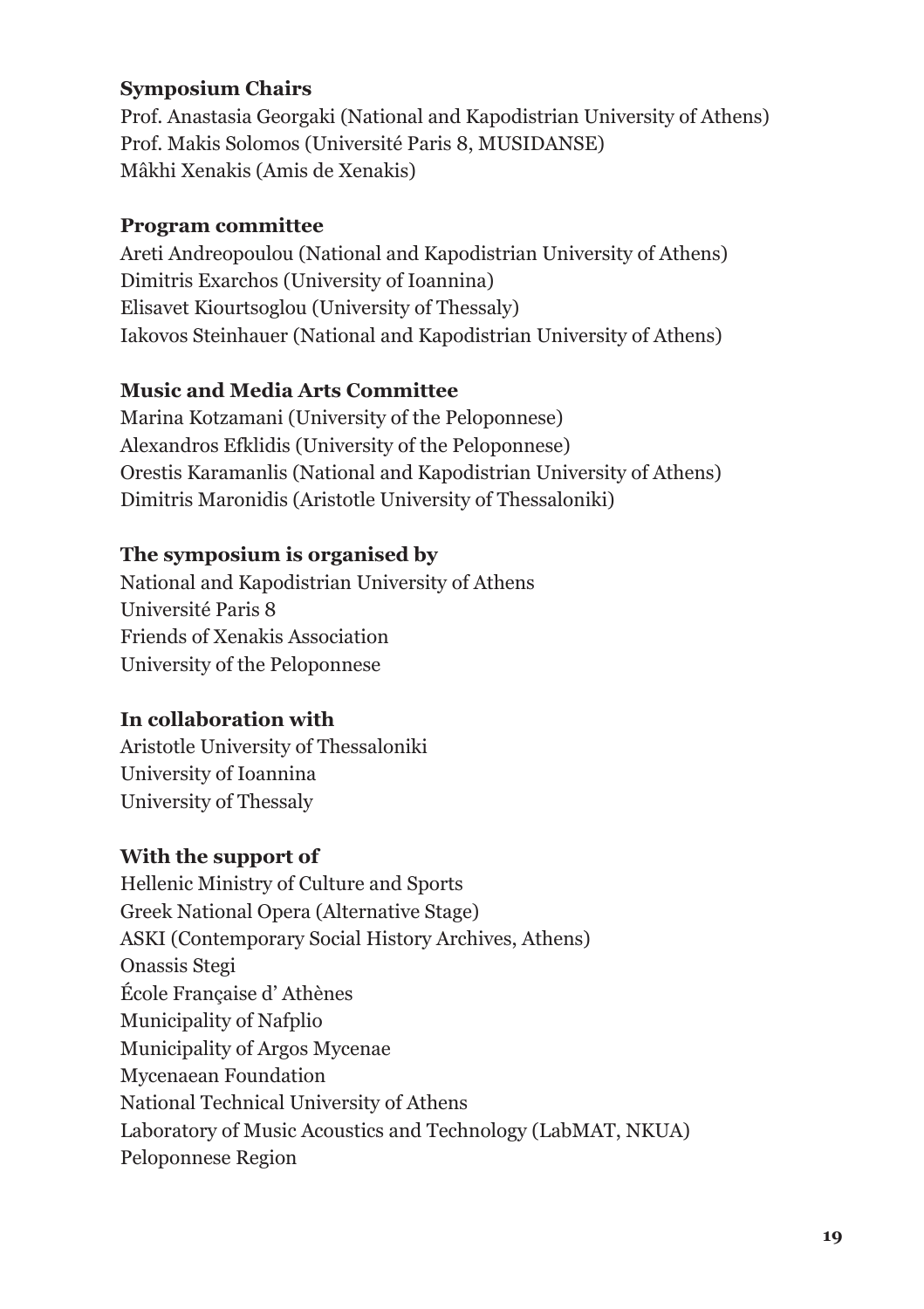**Symposium Chairs**

Prof. Anastasia Georgaki (National and Kapodistrian University of Athens)
Prof. Makis Solomos (Université Paris 8, MUSIDANSE)
Mâkhi Xenakis (Amis de Xenakis)

**Program committee**

Areti Andreopoulou (National and Kapodistrian University of Athens)
Dimitris Exarchos (University of Ioannina)
Elisavet Kiourtsoglou (University of Thessaly)
Iakovos Steinhauer (National and Kapodistrian University of Athens)

**Music and Media Arts Committee**

Marina Kotzamani (University of the Peloponnese)
Alexandros Efklidis (University of the Peloponnese)
Orestis Karamanlis (National and Kapodistrian University of Athens)
Dimitris Maronidis (Aristotle University of Thessaloniki)

**The symposium is organised by**

National and Kapodistrian University of Athens
Université Paris 8
Friends of Xenakis Association
University of the Peloponnese

**In collaboration with**

Aristotle University of Thessaloniki
University of Ioannina
University of Thessaly

**With the support of**

Hellenic Ministry of Culture and Sports
Greek National Opera (Alternative Stage)
ASKI (Contemporary Social History Archives, Athens)
Onassis Stegi
École Française d' Athènes
Municipality of Nafplio
Municipality of Argos Mycenae
Mycenaean Foundation
National Technical University of Athens
Laboratory of Music Acoustics and Technology (LabMAT, NKUA)
Peloponnese Region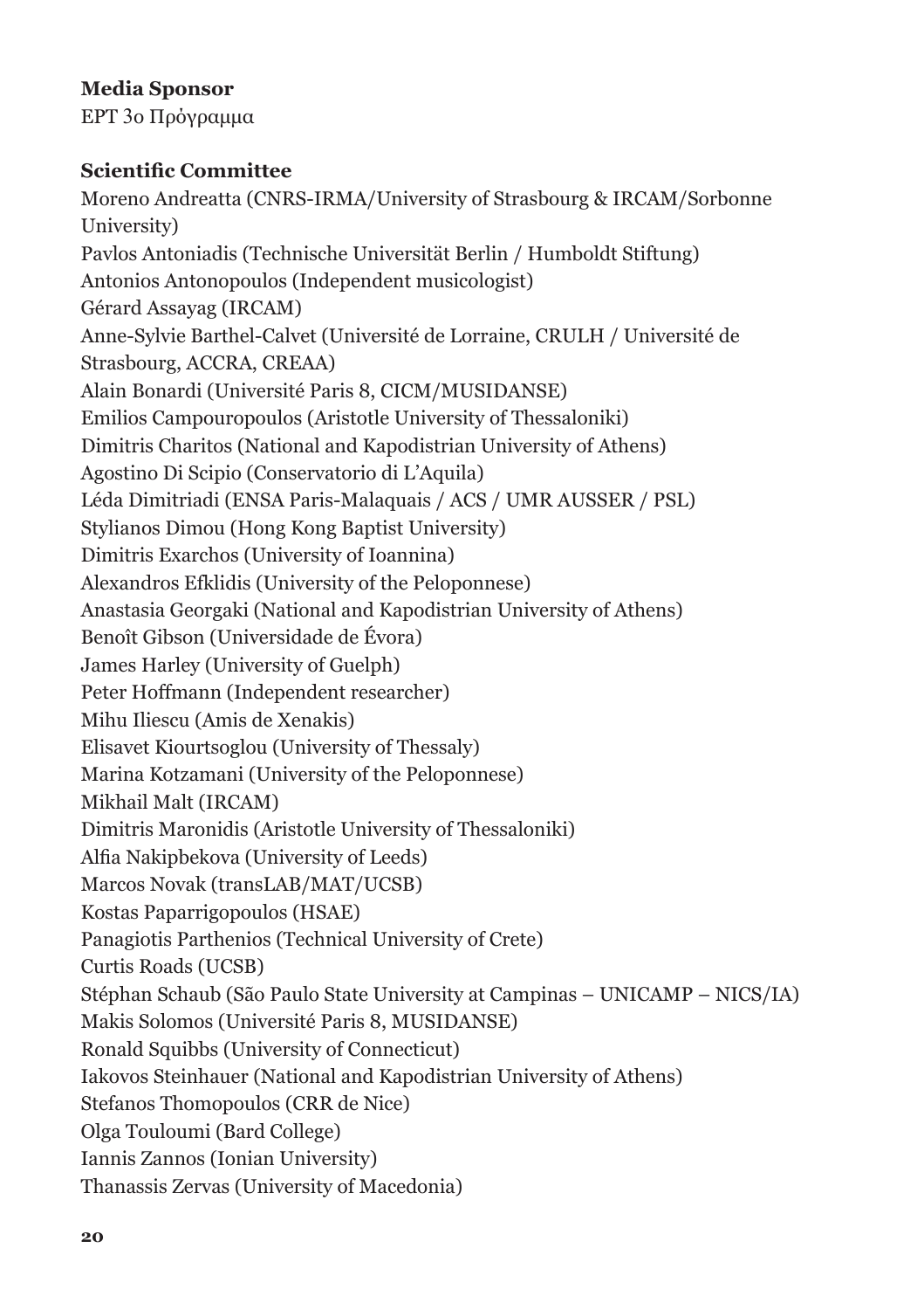**Media Sponsor**

ΕΡΤ 3ο Πρόγραμμα

**Scientific Committee**

Moreno Andreatta (CNRS-IRMA/University of Strasbourg & IRCAM/Sorbonne University)
Pavlos Antoniadis (Technische Universität Berlin / Humboldt Stiftung)
Antonios Antonopoulos (Independent musicologist)
Gérard Assayag (IRCAM)
Anne-Sylvie Barthel-Calvet (Université de Lorraine, CRULH / Université de Strasbourg, ACCRA, CREAA)
Alain Bonardi (Université Paris 8, CICM/MUSIDANSE)
Emilios Campouropoulos (Aristotle University of Thessaloniki)
Dimitris Charitos (National and Kapodistrian University of Athens)
Agostino Di Scipio (Conservatorio di L'Aquila)
Léda Dimitriadi (ENSA Paris-Malaquais / ACS / UMR AUSSER / PSL)
Stylianos Dimou (Hong Kong Baptist University)
Dimitris Exarchos (University of Ioannina)
Alexandros Efklidis (University of the Peloponnese)
Anastasia Georgaki (National and Kapodistrian University of Athens)
Benoît Gibson (Universidade de Évora)
James Harley (University of Guelph)
Peter Hoffmann (Independent researcher)
Mihu Iliescu (Amis de Xenakis)
Elisavet Kiourtsoglou (University of Thessaly)
Marina Kotzamani (University of the Peloponnese)
Mikhail Malt (IRCAM)
Dimitris Maronidis (Aristotle University of Thessaloniki)
Alfia Nakipbekova (University of Leeds)
Marcos Novak (transLAB/MAT/UCSB)
Kostas Paparrigopoulos (HSAE)
Panagiotis Parthenios (Technical University of Crete)
Curtis Roads (UCSB)
Stéphan Schaub (São Paulo State University at Campinas – UNICAMP – NICS/IA)
Makis Solomos (Université Paris 8, MUSIDANSE)
Ronald Squibbs (University of Connecticut)
Iakovos Steinhauer (National and Kapodistrian University of Athens)
Stefanos Thomopoulos (CRR de Nice)
Olga Touloumi (Bard College)
Iannis Zannos (Ionian University)
Thanassis Zervas (University of Macedonia)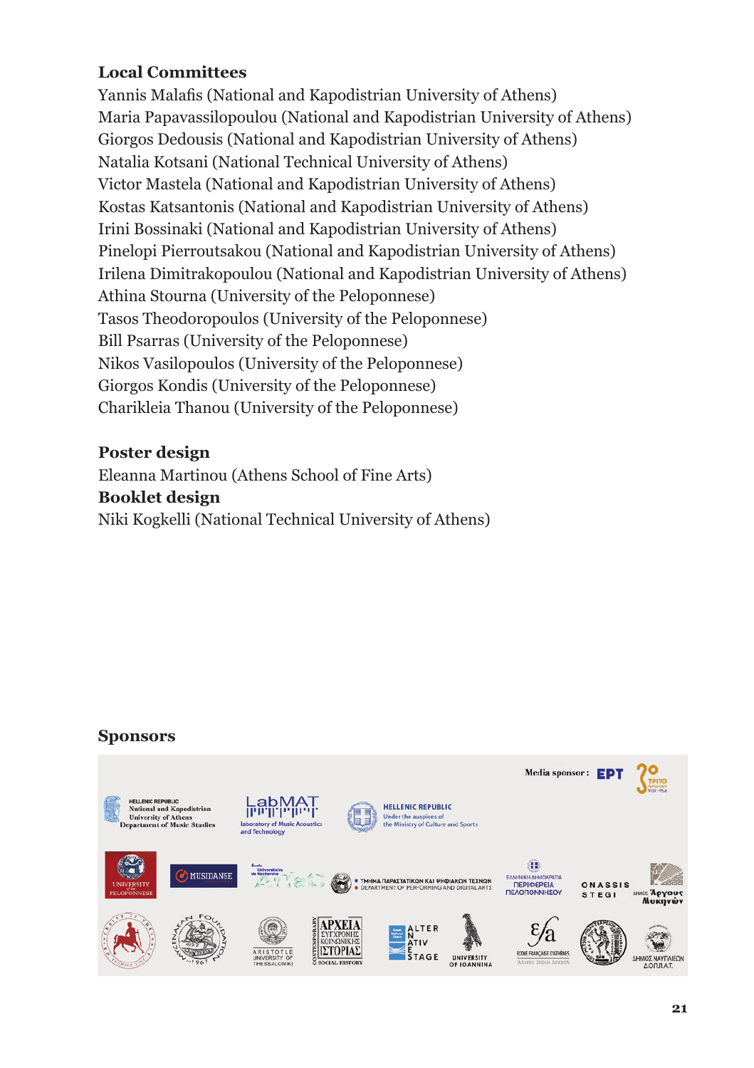## Local Committees

Yannis Malafis (National and Kapodistrian University of Athens)
Maria Papavassilopoulou (National and Kapodistrian University of Athens)
Giorgos Dedousis (National and Kapodistrian University of Athens)
Natalia Kotsani (National Technical University of Athens)
Victor Mastela (National and Kapodistrian University of Athens)
Kostas Katsantonis (National and Kapodistrian University of Athens)
Irini Bossinaki (National and Kapodistrian University of Athens)
Pinelopi Pierroutsakou (National and Kapodistrian University of Athens)
Irilena Dimitrakopoulou (National and Kapodistrian University of Athens)
Athina Stourna (University of the Peloponnese)
Tasos Theodoropoulos (University of the Peloponnese)
Bill Psarras (University of the Peloponnese)
Nikos Vasilopoulos (University of the Peloponnese)
Giorgos Kondis (University of the Peloponnese)
Charikleia Thanou (University of the Peloponnese)

## Poster design

Eleanna Martinou (Athens School of Fine Arts)

## Booklet design

Niki Kogkelli (National Technical University of Athens)

## Sponsors

Media sponsor: ΕΡΤ 3ο ΤΡΙΤΟ

HELLENIC REPUBLIC National and Kapodistrian University of Athens Department of Music Studies

LabMAT laboratory of Music Acoustics and Technology

HELLENIC REPUBLIC Under the auspices of the Ministry of Culture and Sports

UNIVERSITY of the PELOPONNESE

MUSIDANSE

Équipe Universitaire de Recherche ArTeC

ΤΜΗΜΑ ΠΑΡΑΣΤΑΤΙΚΩΝ ΚΑΙ ΨΗΦΙΑΚΩΝ ΤΕΧΝΩΝ DEPARTMENT OF PERFORMING AND DIGITAL ARTS

ΕΛΛΗΝΙΚΗ ΔΗΜΟΚΡΑΤΙΑ ΠΕΡΙΦΕΡΕΙΑ ΠΕΛΟΠΟΝΝΗΣΟΥ

ONASSIS STEGI

ΔΗΜΟΣ Άργους Μυκηνών

UNIVERSITY OF THESSALY

MYCENAEAN FOUNDATION 1961

ARISTOTLE UNIVERSITY OF THESSALONIKI

ΑΡΧΕΙΑ ΣΥΓΧΡΟΝΗΣ ΚΟΙΝΩΝΙΚΗΣ ΙΣΤΟΡΙΑΣ CONTEMPORARY SOCIAL HISTORY

Greek National Opera ALTER N ATIV E STAGE

UNIVERSITY OF IOANNINA

ÉCOLE FRANÇAISE D'ATHÈNES ΓΑΛΛΙΚΗ ΣΧΟΛΗ ΑΘΗΝΩΝ

ΔΗΜΟΣ ΝΑΥΠΛΙΕΩΝ Δ.Ο.Π.Π.Α.Τ.